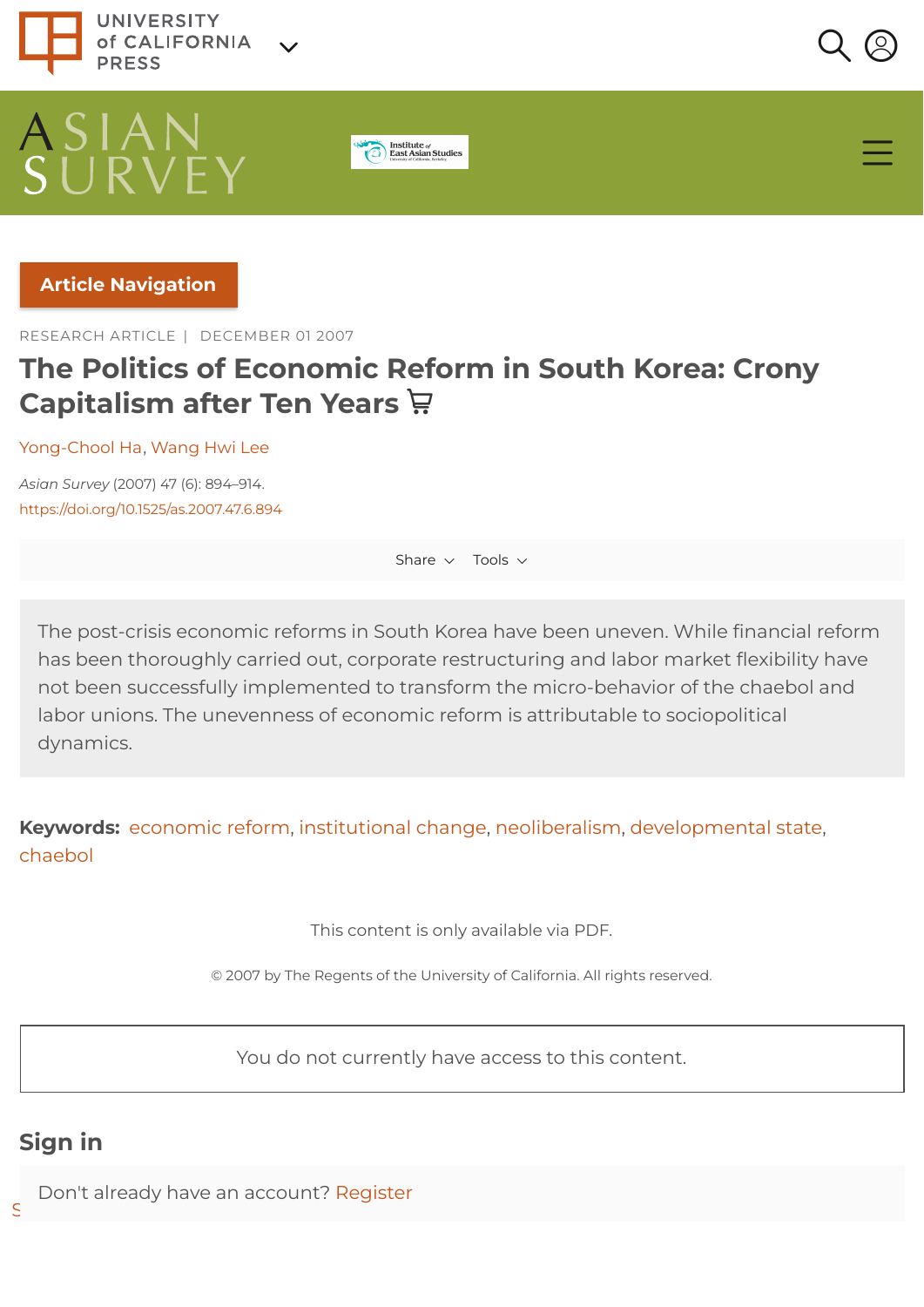RESEARCH ARTICLE | DECEMBER 01 2007

# The Politics of Economic Reform in South Korea: Crony Capitalism after Ten Years

Yong-Chool Ha, Wang Hwi Lee

*Asian Survey* (2007) 47 (6): 894–914.

https://doi.org/10.1525/as.2007.47.6.894

The post-crisis economic reforms in South Korea have been uneven. While financial reform has been thoroughly carried out, corporate restructuring and labor market flexibility have not been successfully implemented to transform the micro-behavior of the chaebol and labor unions. The unevenness of economic reform is attributable to sociopolitical dynamics.

**Keywords:** economic reform, institutional change, neoliberalism, developmental state, chaebol

© 2007 by The Regents of the University of California. All rights reserved.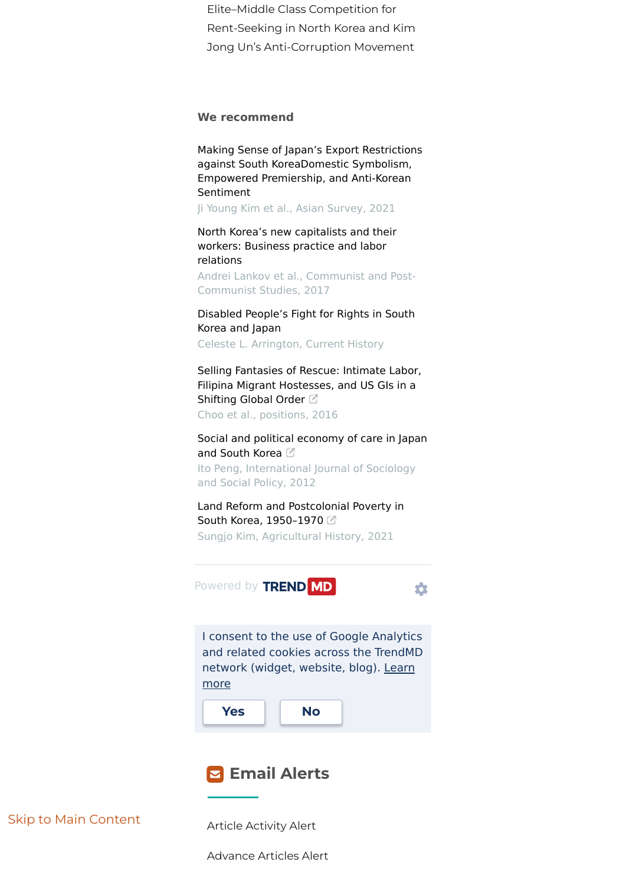Elite–Middle Class Competition for Rent-Seeking in North Korea and Kim Jong Un's Anti-Corruption Movement

**We recommend**

Making Sense of Japan's Export Restrictions against South KoreaDomestic Symbolism, Empowered Premiership, and Anti-Korean Sentiment
Ji Young Kim et al., Asian Survey, 2021

North Korea's new capitalists and their workers: Business practice and labor relations
Andrei Lankov et al., Communist and Post-Communist Studies, 2017

Disabled People's Fight for Rights in South Korea and Japan
Celeste L. Arrington, Current History

Selling Fantasies of Rescue: Intimate Labor, Filipina Migrant Hostesses, and US GIs in a Shifting Global Order
Choo et al., positions, 2016

Social and political economy of care in Japan and South Korea
Ito Peng, International Journal of Sociology and Social Policy, 2012

Land Reform and Postcolonial Poverty in South Korea, 1950–1970
Sungjo Kim, Agricultural History, 2021

Powered by TRENDMD

I consent to the use of Google Analytics and related cookies across the TrendMD network (widget, website, blog). Learn more

Yes No

## Email Alerts

Article Activity Alert

Advance Articles Alert

Skip to Main Content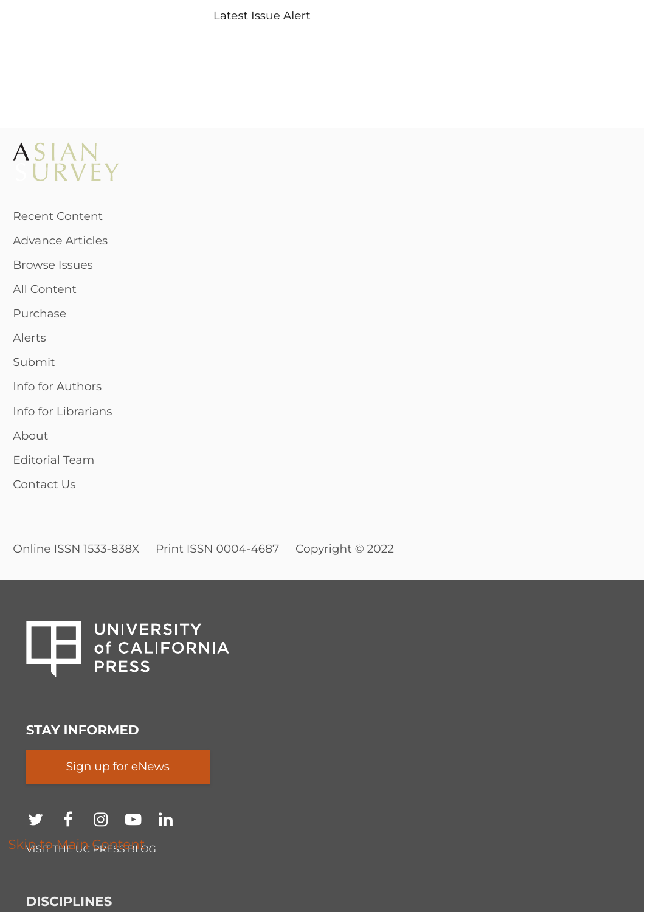Latest Issue Alert

ASIAN SURVEY

- Recent Content
- Advance Articles
- Browse Issues
- All Content
- Purchase
- Alerts
- Submit
- Info for Authors
- Info for Librarians
- About
- Editorial Team
- Contact Us

Online ISSN 1533-838X Print ISSN 0004-4687 Copyright © 2022

UNIVERSITY of CALIFORNIA PRESS

## STAY INFORMED

Sign up for eNews

Skip to Main Content

VISIT THE UC PRESS BLOG

## DISCIPLINES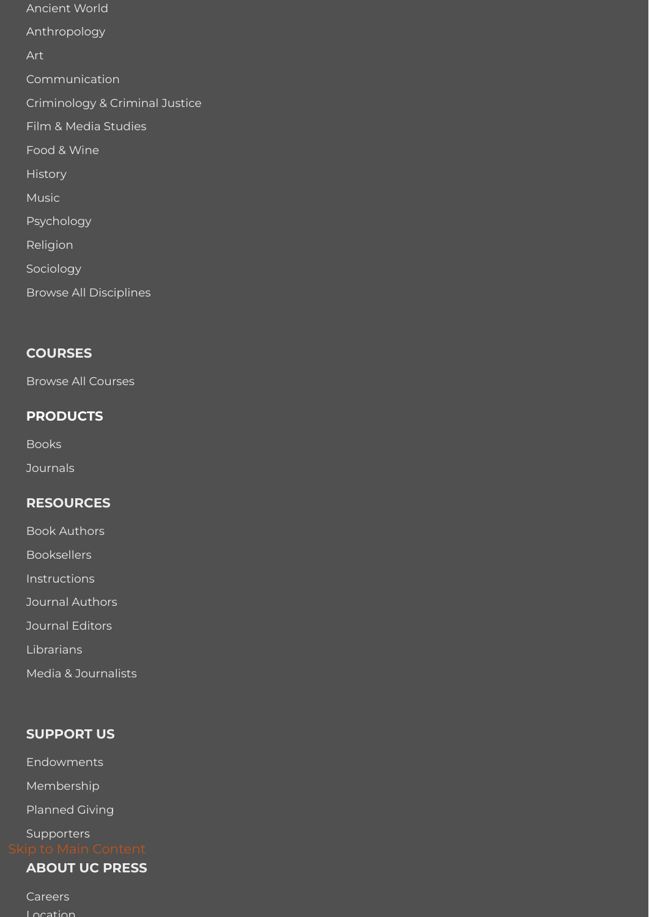- Ancient World
- Anthropology
- Art
- Communication
- Criminology & Criminal Justice
- Film & Media Studies
- Food & Wine
- History
- Music
- Psychology
- Religion
- Sociology
- Browse All Disciplines

## COURSES

- Browse All Courses

## PRODUCTS

- Books
- Journals

## RESOURCES

- Book Authors
- Booksellers
- Instructions
- Journal Authors
- Journal Editors
- Librarians
- Media & Journalists

## SUPPORT US

- Endowments
- Membership
- Planned Giving
- Supporters

Skip to Main Content

## ABOUT UC PRESS

- Careers
- Location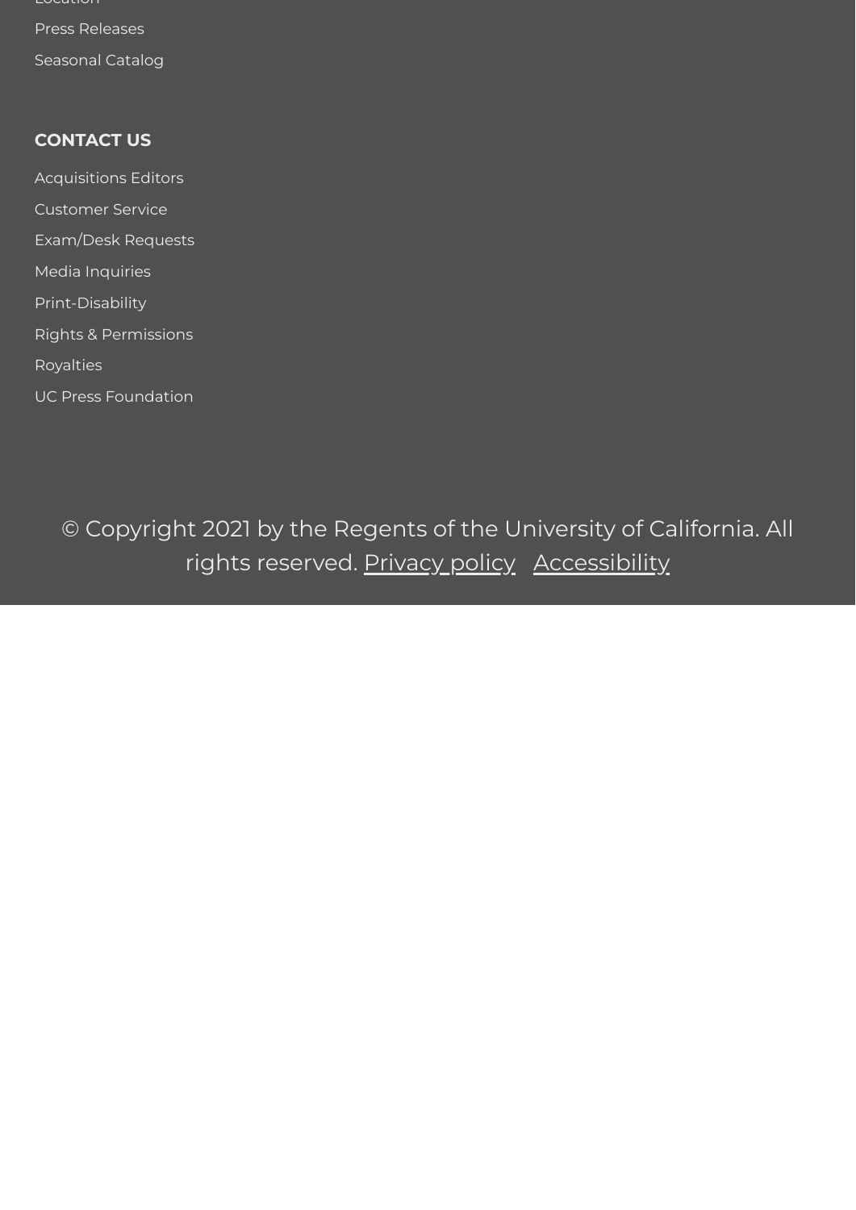Location

Press Releases

Seasonal Catalog

## CONTACT US

Acquisitions Editors

Customer Service

Exam/Desk Requests

Media Inquiries

Print-Disability

Rights & Permissions

Royalties

UC Press Foundation

© Copyright 2021 by the Regents of the University of California. All rights reserved. Privacy policy Accessibility